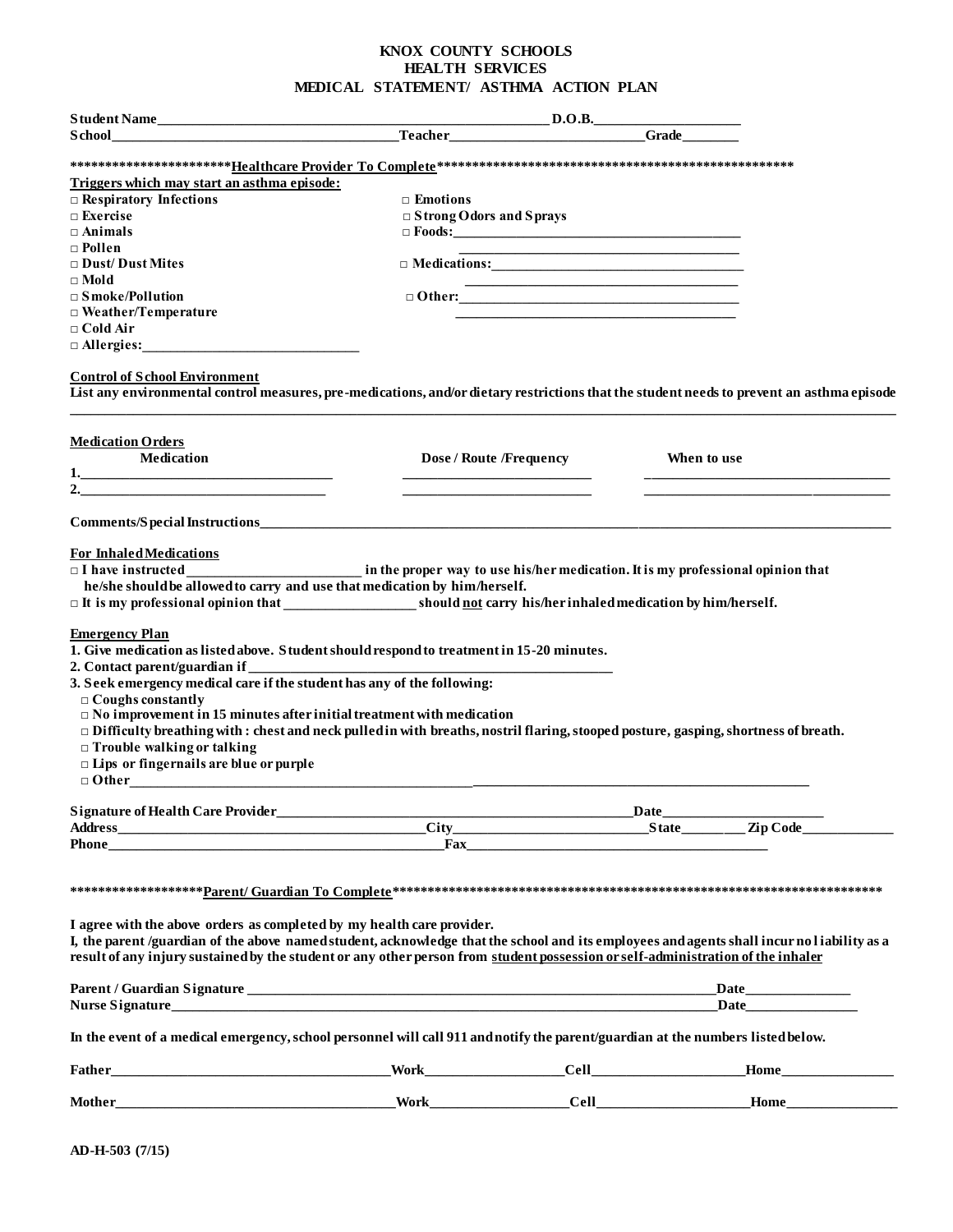# KNOX COUNTY SCHOOLS
## HEALTH SERVICES
## MEDICAL STATEMENT/ ASTHMA ACTION PLAN

**Student Name**_______________________________________________ **D.O.B.**____________________
**School**________________________________ **Teacher**__________________________ **Grade**________

**************************Healthcare Provider To Complete**************************

**Triggers which may start an asthma episode:**

- □ Respiratory Infections
- □ Exercise
- □ Animals
- □ Pollen
- □ Dust/ Dust Mites
- □ Mold
- □ Smoke/Pollution
- □ Weather/Temperature
- □ Cold Air
- □ Allergies:______________________________
- □ Emotions
- □ Strong Odors and Sprays
- □ Foods:________________________________________
- □ Medications:___________________________________
- □ Other:________________________________________

**Control of School Environment**

**List any environmental control measures, pre-medications, and/or dietary restrictions that the student needs to prevent an asthma episode**

______________________________________________________________________________________

**Medication Orders**

| Medication | Dose / Route /Frequency | When to use |
|---|---|---|
| 1.___________________________ | ___________________________ | ___________________________ |
| 2.___________________________ | ___________________________ | ___________________________ |

**Comments/Special Instructions**______________________________________________________________

**For Inhaled Medications**

□ **I have instructed ________________________ in the proper way to use his/her medication. It is my professional opinion that he/she should be allowed to carry and use that medication by him/herself.**

□ **It is my professional opinion that __________________ should not carry his/her inhaled medication by him/herself.**

**Emergency Plan**

**1. Give medication as listed above. Student should respond to treatment in 15-20 minutes.**

**2. Contact parent/guardian if** ________________________________________________

**3. Seek emergency medical care if the student has any of the following:**

- □ Coughs constantly
- □ No improvement in 15 minutes after initial treatment with medication
- □ Difficulty breathing with : chest and neck pulled in with breaths, nostril flaring, stooped posture, gasping, shortness of breath.
- □ Trouble walking or talking
- □ Lips or fingernails are blue or purple
- □ Other_______________________________________________________________________

**Signature of Health Care Provider**_____________________________________________ **Date**______________________
**Address**__________________________________ **City**__________________________ **State**_________ **Zip Code**____________
**Phone**__________________________________________ **Fax**__________________________________________

*******************Parent/ Guardian To Complete*******************

**I agree with the above orders as completed by my health care provider.**

**I, the parent /guardian of the above named student, acknowledge that the school and its employees and agents shall incur no liability as a result of any injury sustained by the student or any other person from student possession or self-administration of the inhaler**

**Parent / Guardian Signature** ______________________________________________________ **Date**______________
**Nurse Signature**__________________________________________________________________ **Date**______________

**In the event of a medical emergency, school personnel will call 911 and notify the parent/guardian at the numbers listed below.**

**Father**_________________________________ **Work**__________________ **Cell**____________________ **Home**_______________

**Mother**_________________________________ **Work**__________________ **Cell**____________________ **Home**_______________

AD-H-503 (7/15)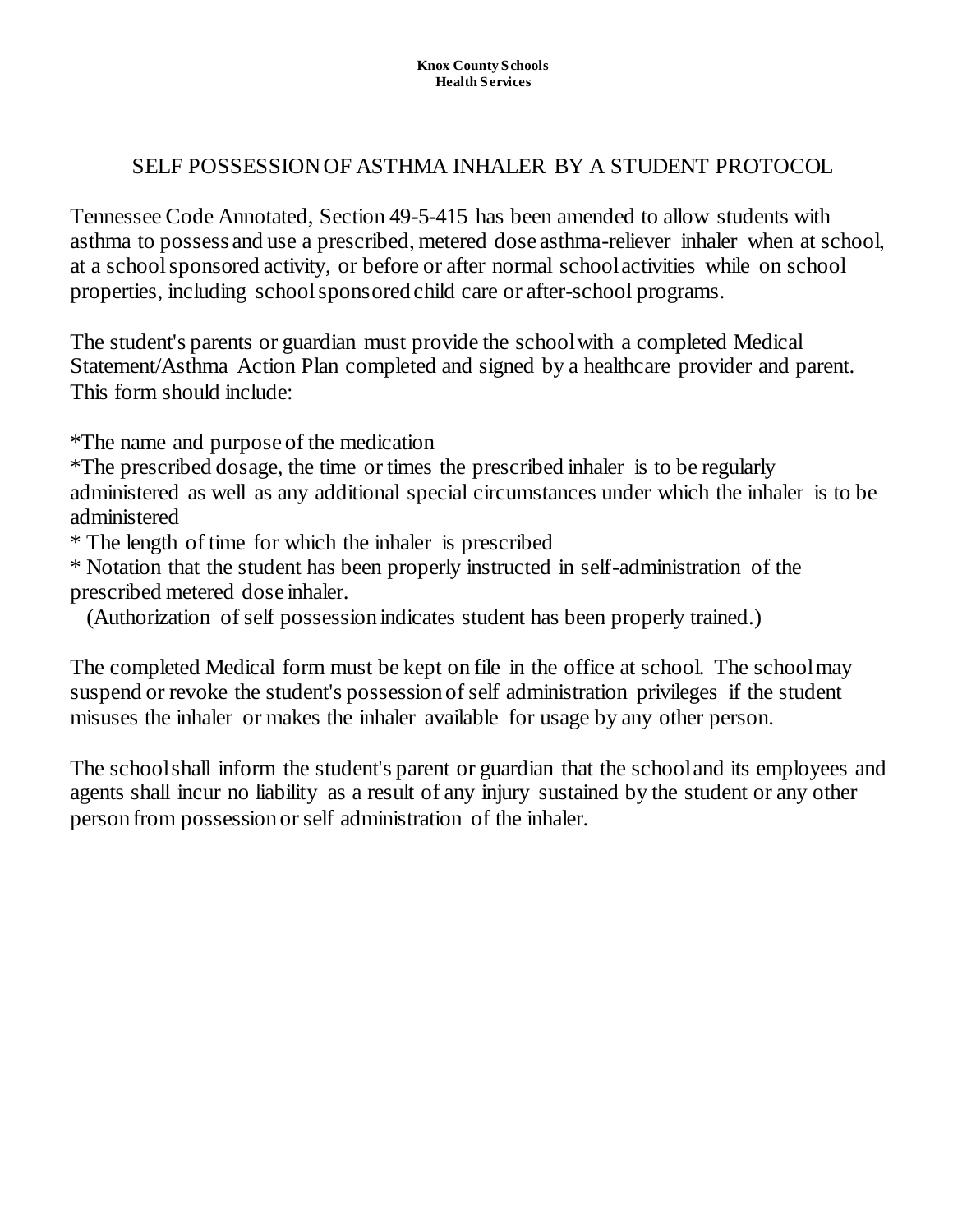**Knox County Schools**
**Health Services**

## SELF POSSESSION OF ASTHMA INHALER BY A STUDENT PROTOCOL

Tennessee Code Annotated, Section 49-5-415 has been amended to allow students with asthma to possess and use a prescribed, metered dose asthma-reliever inhaler when at school, at a school sponsored activity, or before or after normal school activities while on school properties, including school sponsored child care or after-school programs.

The student's parents or guardian must provide the school with a completed Medical Statement/Asthma Action Plan completed and signed by a healthcare provider and parent. This form should include:

*The name and purpose of the medication
*The prescribed dosage, the time or times the prescribed inhaler is to be regularly administered as well as any additional special circumstances under which the inhaler is to be administered
* The length of time for which the inhaler is prescribed
* Notation that the student has been properly instructed in self-administration of the prescribed metered dose inhaler.
(Authorization of self possession indicates student has been properly trained.)

The completed Medical form must be kept on file in the office at school. The school may suspend or revoke the student's possession of self administration privileges if the student misuses the inhaler or makes the inhaler available for usage by any other person.

The school shall inform the student's parent or guardian that the school and its employees and agents shall incur no liability as a result of any injury sustained by the student or any other person from possession or self administration of the inhaler.